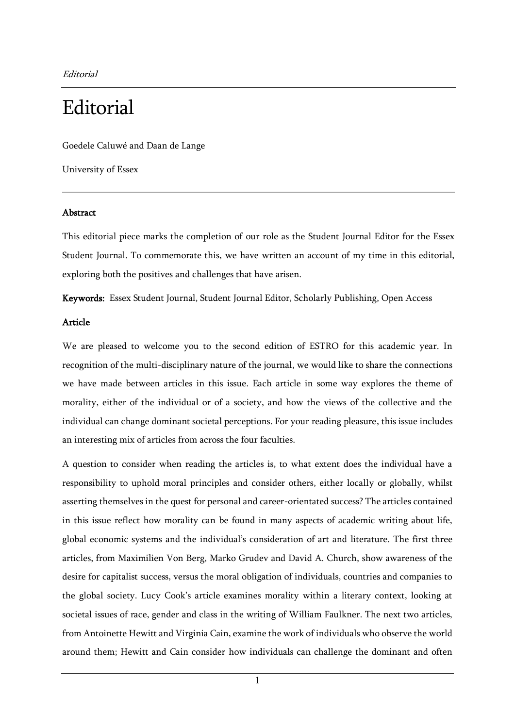# Editorial

Goedele Caluwé and Daan de Lange

University of Essex

## Abstract

This editorial piece marks the completion of our role as the Student Journal Editor for the Essex Student Journal. To commemorate this, we have written an account of my time in this editorial, exploring both the positives and challenges that have arisen.

**Keywords:** Essex Student Journal, Student Journal Editor, Scholarly Publishing, Open Access

## Article

We are pleased to welcome you to the second edition of ESTRO for this academic year. In recognition of the multi-disciplinary nature of the journal, we would like to share the connections we have made between articles in this issue. Each article in some way explores the theme of morality, either of the individual or of a society, and how the views of the collective and the individual can change dominant societal perceptions. For your reading pleasure, this issue includes an interesting mix of articles from across the four faculties.

A question to consider when reading the articles is, to what extent does the individual have a responsibility to uphold moral principles and consider others, either locally or globally, whilst asserting themselves in the quest for personal and career-orientated success? The articles contained in this issue reflect how morality can be found in many aspects of academic writing about life, global economic systems and the individual's consideration of art and literature. The first three articles, from Maximilien Von Berg, Marko Grudev and David A. Church, show awareness of the desire for capitalist success, versus the moral obligation of individuals, countries and companies to the global society. Lucy Cook's article examines morality within a literary context, looking at societal issues of race, gender and class in the writing of William Faulkner. The next two articles, from Antoinette Hewitt and Virginia Cain, examine the work of individuals who observe the world around them; Hewitt and Cain consider how individuals can challenge the dominant and often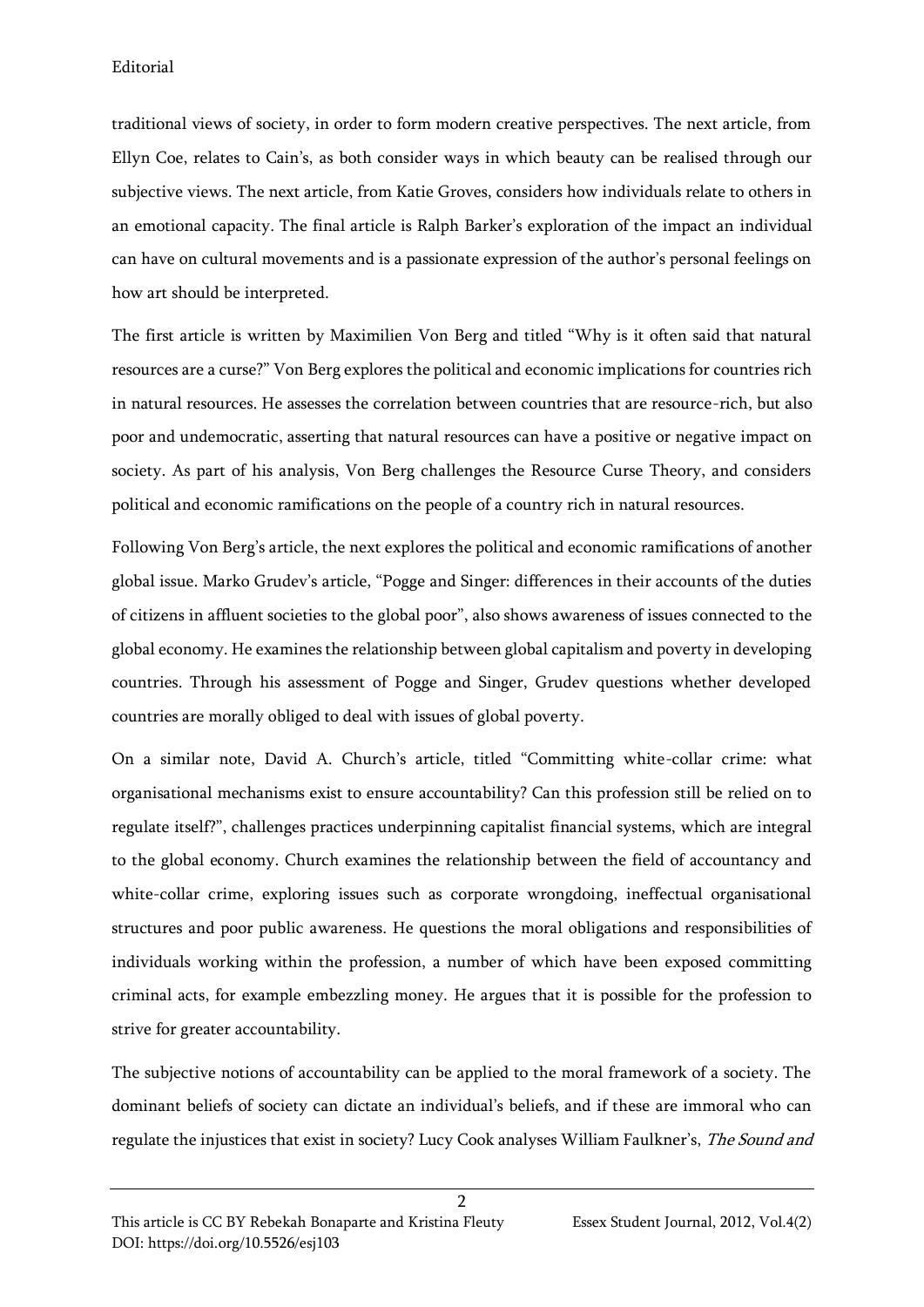traditional views of society, in order to form modern creative perspectives. The next article, from Ellyn Coe, relates to Cain's, as both consider ways in which beauty can be realised through our subjective views. The next article, from Katie Groves, considers how individuals relate to others in an emotional capacity. The final article is Ralph Barker's exploration of the impact an individual can have on cultural movements and is a passionate expression of the author's personal feelings on how art should be interpreted.

The first article is written by Maximilien Von Berg and titled "Why is it often said that natural resources are a curse?" Von Berg explores the political and economic implications for countries rich in natural resources. He assesses the correlation between countries that are resource-rich, but also poor and undemocratic, asserting that natural resources can have a positive or negative impact on society. As part of his analysis, Von Berg challenges the Resource Curse Theory, and considers political and economic ramifications on the people of a country rich in natural resources.

Following Von Berg's article, the next explores the political and economic ramifications of another global issue. Marko Grudev's article, "Pogge and Singer: differences in their accounts of the duties of citizens in affluent societies to the global poor", also shows awareness of issues connected to the global economy. He examines the relationship between global capitalism and poverty in developing countries. Through his assessment of Pogge and Singer, Grudev questions whether developed countries are morally obliged to deal with issues of global poverty.

On a similar note, David A. Church's article, titled "Committing white-collar crime: what organisational mechanisms exist to ensure accountability? Can this profession still be relied on to regulate itself?", challenges practices underpinning capitalist financial systems, which are integral to the global economy. Church examines the relationship between the field of accountancy and white-collar crime, exploring issues such as corporate wrongdoing, ineffectual organisational structures and poor public awareness. He questions the moral obligations and responsibilities of individuals working within the profession, a number of which have been exposed committing criminal acts, for example embezzling money. He argues that it is possible for the profession to strive for greater accountability.

The subjective notions of accountability can be applied to the moral framework of a society. The dominant beliefs of society can dictate an individual's beliefs, and if these are immoral who can regulate the injustices that exist in society? Lucy Cook analyses William Faulkner's, *The Sound and*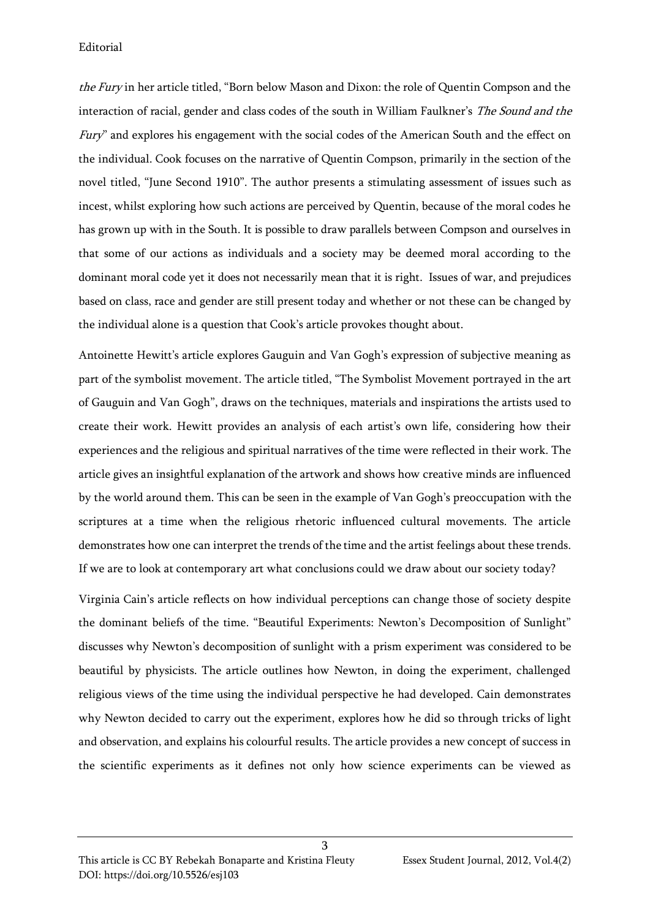*the Fury* in her article titled, "Born below Mason and Dixon: the role of Quentin Compson and the interaction of racial, gender and class codes of the south in William Faulkner's *The Sound and the Fury*" and explores his engagement with the social codes of the American South and the effect on the individual. Cook focuses on the narrative of Quentin Compson, primarily in the section of the novel titled, "June Second 1910". The author presents a stimulating assessment of issues such as incest, whilst exploring how such actions are perceived by Quentin, because of the moral codes he has grown up with in the South. It is possible to draw parallels between Compson and ourselves in that some of our actions as individuals and a society may be deemed moral according to the dominant moral code yet it does not necessarily mean that it is right. Issues of war, and prejudices based on class, race and gender are still present today and whether or not these can be changed by the individual alone is a question that Cook's article provokes thought about.

Antoinette Hewitt's article explores Gauguin and Van Gogh's expression of subjective meaning as part of the symbolist movement. The article titled, "The Symbolist Movement portrayed in the art of Gauguin and Van Gogh", draws on the techniques, materials and inspirations the artists used to create their work. Hewitt provides an analysis of each artist's own life, considering how their experiences and the religious and spiritual narratives of the time were reflected in their work. The article gives an insightful explanation of the artwork and shows how creative minds are influenced by the world around them. This can be seen in the example of Van Gogh's preoccupation with the scriptures at a time when the religious rhetoric influenced cultural movements. The article demonstrates how one can interpret the trends of the time and the artist feelings about these trends. If we are to look at contemporary art what conclusions could we draw about our society today?

Virginia Cain's article reflects on how individual perceptions can change those of society despite the dominant beliefs of the time. "Beautiful Experiments: Newton's Decomposition of Sunlight" discusses why Newton's decomposition of sunlight with a prism experiment was considered to be beautiful by physicists. The article outlines how Newton, in doing the experiment, challenged religious views of the time using the individual perspective he had developed. Cain demonstrates why Newton decided to carry out the experiment, explores how he did so through tricks of light and observation, and explains his colourful results. The article provides a new concept of success in the scientific experiments as it defines not only how science experiments can be viewed as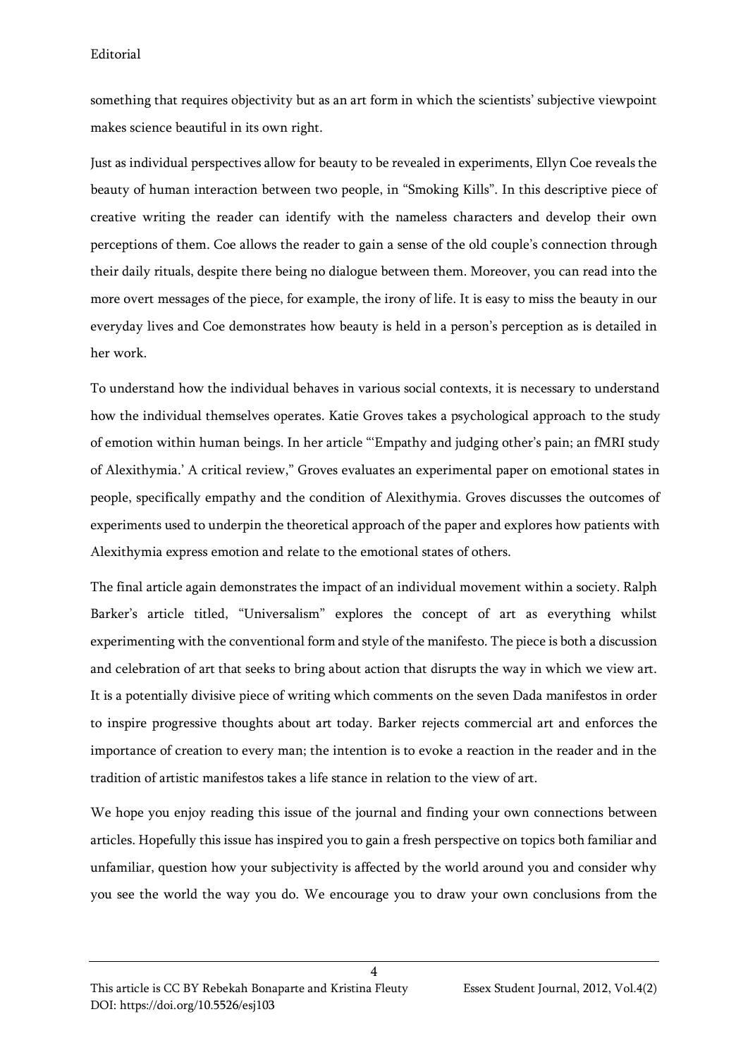something that requires objectivity but as an art form in which the scientists' subjective viewpoint makes science beautiful in its own right.

Just as individual perspectives allow for beauty to be revealed in experiments, Ellyn Coe reveals the beauty of human interaction between two people, in "Smoking Kills". In this descriptive piece of creative writing the reader can identify with the nameless characters and develop their own perceptions of them. Coe allows the reader to gain a sense of the old couple's connection through their daily rituals, despite there being no dialogue between them. Moreover, you can read into the more overt messages of the piece, for example, the irony of life. It is easy to miss the beauty in our everyday lives and Coe demonstrates how beauty is held in a person's perception as is detailed in her work.

To understand how the individual behaves in various social contexts, it is necessary to understand how the individual themselves operates. Katie Groves takes a psychological approach to the study of emotion within human beings. In her article "'Empathy and judging other's pain; an fMRI study of Alexithymia.' A critical review," Groves evaluates an experimental paper on emotional states in people, specifically empathy and the condition of Alexithymia. Groves discusses the outcomes of experiments used to underpin the theoretical approach of the paper and explores how patients with Alexithymia express emotion and relate to the emotional states of others.

The final article again demonstrates the impact of an individual movement within a society. Ralph Barker's article titled, "Universalism" explores the concept of art as everything whilst experimenting with the conventional form and style of the manifesto. The piece is both a discussion and celebration of art that seeks to bring about action that disrupts the way in which we view art. It is a potentially divisive piece of writing which comments on the seven Dada manifestos in order to inspire progressive thoughts about art today. Barker rejects commercial art and enforces the importance of creation to every man; the intention is to evoke a reaction in the reader and in the tradition of artistic manifestos takes a life stance in relation to the view of art.

We hope you enjoy reading this issue of the journal and finding your own connections between articles. Hopefully this issue has inspired you to gain a fresh perspective on topics both familiar and unfamiliar, question how your subjectivity is affected by the world around you and consider why you see the world the way you do. We encourage you to draw your own conclusions from the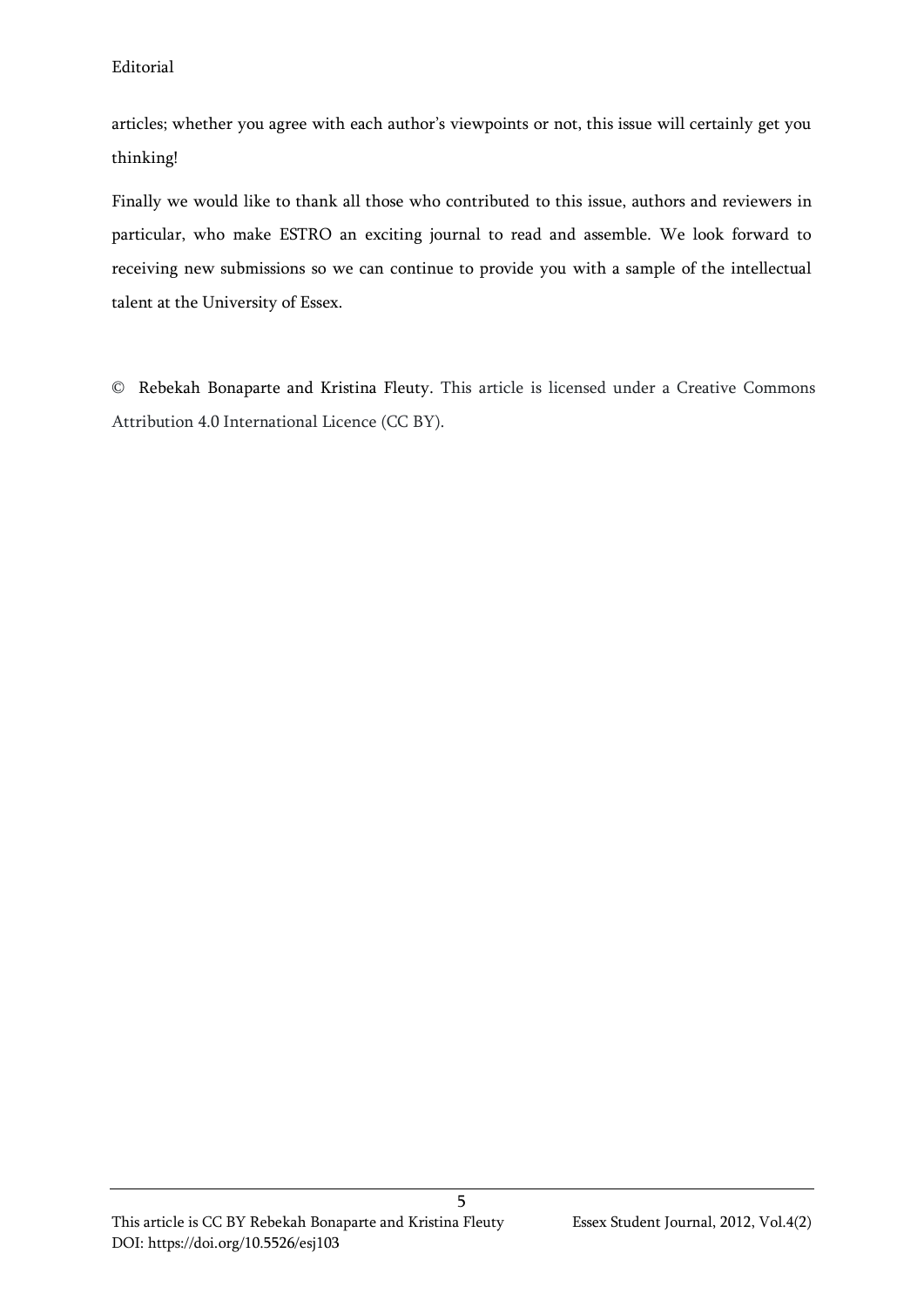articles; whether you agree with each author's viewpoints or not, this issue will certainly get you thinking!

Finally we would like to thank all those who contributed to this issue, authors and reviewers in particular, who make ESTRO an exciting journal to read and assemble. We look forward to receiving new submissions so we can continue to provide you with a sample of the intellectual talent at the University of Essex.

© Rebekah Bonaparte and Kristina Fleuty. This article is licensed under a Creative Commons Attribution 4.0 International Licence (CC BY).